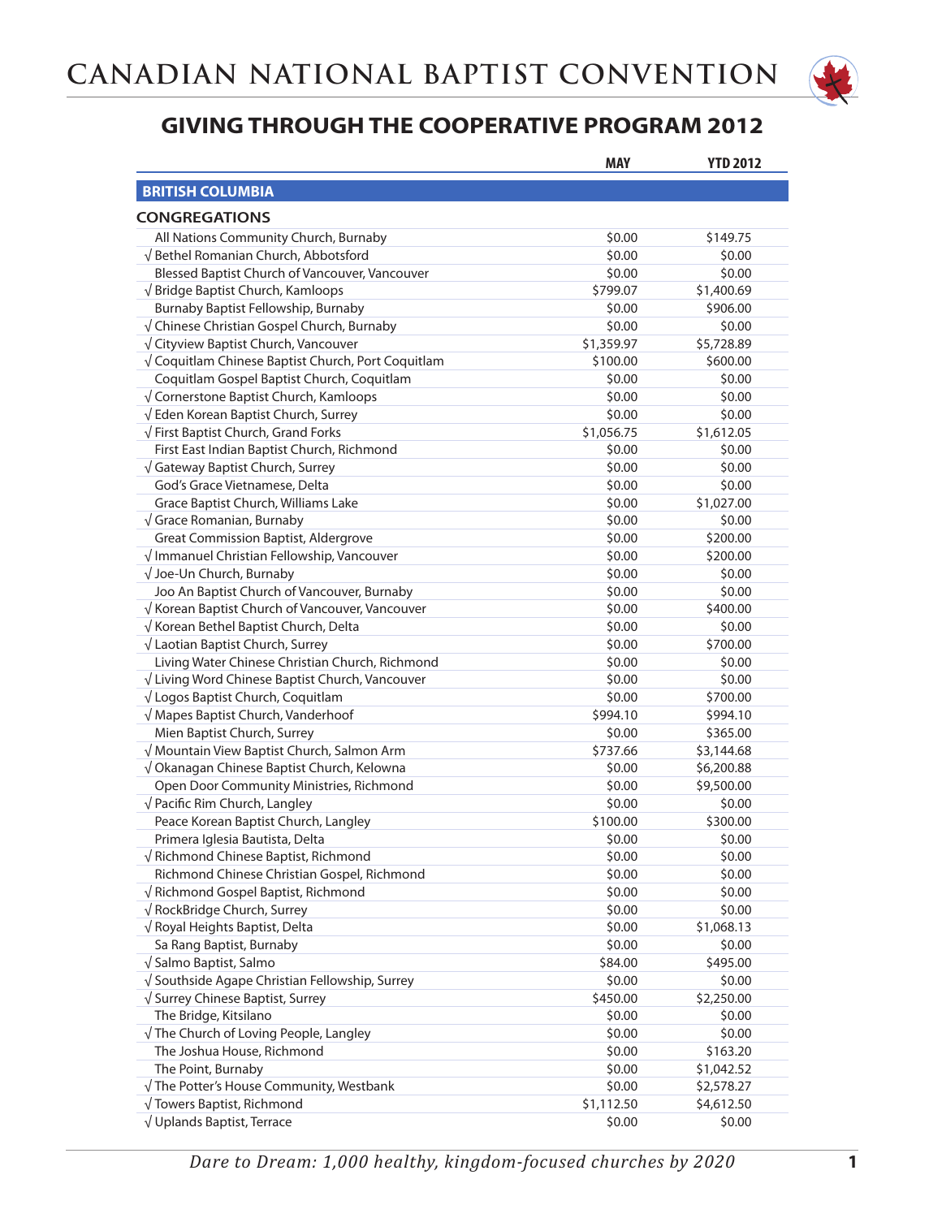# CANADIAN NATIONAL BAPTIST CONVENTION

## GIVING THROUGH THE COOPERATIVE PROGRAM 2012

| | MAY | YTD 2012 |
|---|---|---|
| **BRITISH COLUMBIA** | | |
| **CONGREGATIONS** | | |
| All Nations Community Church, Burnaby | $0.00 | $149.75 |
| √ Bethel Romanian Church, Abbotsford | $0.00 | $0.00 |
| Blessed Baptist Church of Vancouver, Vancouver | $0.00 | $0.00 |
| √ Bridge Baptist Church, Kamloops | $799.07 | $1,400.69 |
| Burnaby Baptist Fellowship, Burnaby | $0.00 | $906.00 |
| √ Chinese Christian Gospel Church, Burnaby | $0.00 | $0.00 |
| √ Cityview Baptist Church, Vancouver | $1,359.97 | $5,728.89 |
| √ Coquitlam Chinese Baptist Church, Port Coquitlam | $100.00 | $600.00 |
| Coquitlam Gospel Baptist Church, Coquitlam | $0.00 | $0.00 |
| √ Cornerstone Baptist Church, Kamloops | $0.00 | $0.00 |
| √ Eden Korean Baptist Church, Surrey | $0.00 | $0.00 |
| √ First Baptist Church, Grand Forks | $1,056.75 | $1,612.05 |
| First East Indian Baptist Church, Richmond | $0.00 | $0.00 |
| √ Gateway Baptist Church, Surrey | $0.00 | $0.00 |
| God's Grace Vietnamese, Delta | $0.00 | $0.00 |
| Grace Baptist Church, Williams Lake | $0.00 | $1,027.00 |
| √ Grace Romanian, Burnaby | $0.00 | $0.00 |
| Great Commission Baptist, Aldergrove | $0.00 | $200.00 |
| √ Immanuel Christian Fellowship, Vancouver | $0.00 | $200.00 |
| √ Joe-Un Church, Burnaby | $0.00 | $0.00 |
| Joo An Baptist Church of Vancouver, Burnaby | $0.00 | $0.00 |
| √ Korean Baptist Church of Vancouver, Vancouver | $0.00 | $400.00 |
| √ Korean Bethel Baptist Church, Delta | $0.00 | $0.00 |
| √ Laotian Baptist Church, Surrey | $0.00 | $700.00 |
| Living Water Chinese Christian Church, Richmond | $0.00 | $0.00 |
| √ Living Word Chinese Baptist Church, Vancouver | $0.00 | $0.00 |
| √ Logos Baptist Church, Coquitlam | $0.00 | $700.00 |
| √ Mapes Baptist Church, Vanderhoof | $994.10 | $994.10 |
| Mien Baptist Church, Surrey | $0.00 | $365.00 |
| √ Mountain View Baptist Church, Salmon Arm | $737.66 | $3,144.68 |
| √ Okanagan Chinese Baptist Church, Kelowna | $0.00 | $6,200.88 |
| Open Door Community Ministries, Richmond | $0.00 | $9,500.00 |
| √ Pacific Rim Church, Langley | $0.00 | $0.00 |
| Peace Korean Baptist Church, Langley | $100.00 | $300.00 |
| Primera Iglesia Bautista, Delta | $0.00 | $0.00 |
| √ Richmond Chinese Baptist, Richmond | $0.00 | $0.00 |
| Richmond Chinese Christian Gospel, Richmond | $0.00 | $0.00 |
| √ Richmond Gospel Baptist, Richmond | $0.00 | $0.00 |
| √ RockBridge Church, Surrey | $0.00 | $0.00 |
| √ Royal Heights Baptist, Delta | $0.00 | $1,068.13 |
| Sa Rang Baptist, Burnaby | $0.00 | $0.00 |
| √ Salmo Baptist, Salmo | $84.00 | $495.00 |
| √ Southside Agape Christian Fellowship, Surrey | $0.00 | $0.00 |
| √ Surrey Chinese Baptist, Surrey | $450.00 | $2,250.00 |
| The Bridge, Kitsilano | $0.00 | $0.00 |
| √ The Church of Loving People, Langley | $0.00 | $0.00 |
| The Joshua House, Richmond | $0.00 | $163.20 |
| The Point, Burnaby | $0.00 | $1,042.52 |
| √ The Potter's House Community, Westbank | $0.00 | $2,578.27 |
| √ Towers Baptist, Richmond | $1,112.50 | $4,612.50 |
| √ Uplands Baptist, Terrace | $0.00 | $0.00 |

*Dare to Dream: 1,000 healthy, kingdom-focused churches by 2020*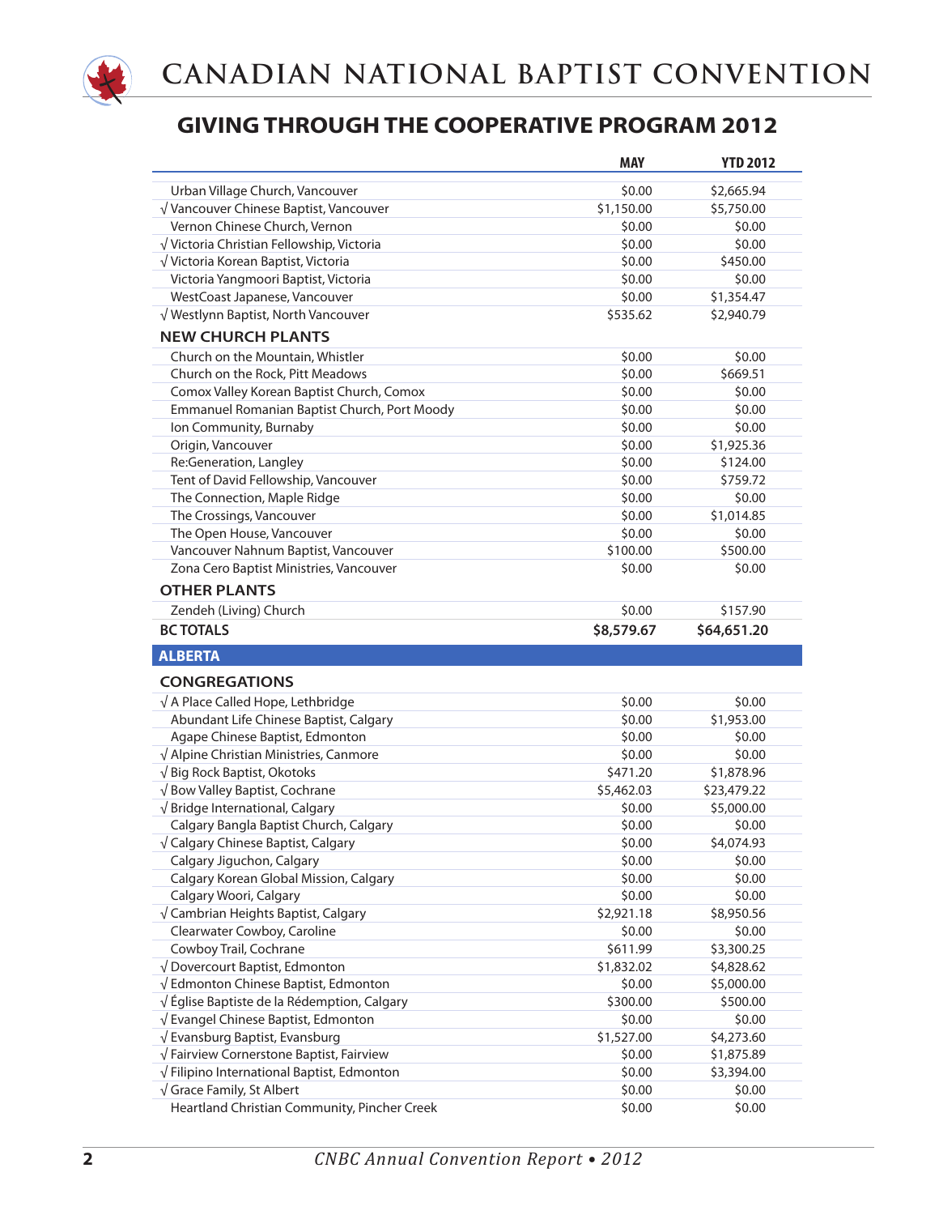# CANADIAN NATIONAL BAPTIST CONVENTION

## GIVING THROUGH THE COOPERATIVE PROGRAM 2012

| | MAY | YTD 2012 |
|---|---|---|
| Urban Village Church, Vancouver | $0.00 | $2,665.94 |
| √ Vancouver Chinese Baptist, Vancouver | $1,150.00 | $5,750.00 |
| Vernon Chinese Church, Vernon | $0.00 | $0.00 |
| √ Victoria Christian Fellowship, Victoria | $0.00 | $0.00 |
| √ Victoria Korean Baptist, Victoria | $0.00 | $450.00 |
| Victoria Yangmoori Baptist, Victoria | $0.00 | $0.00 |
| WestCoast Japanese, Vancouver | $0.00 | $1,354.47 |
| √ Westlynn Baptist, North Vancouver | $535.62 | $2,940.79 |
| **NEW CHURCH PLANTS** | | |
| Church on the Mountain, Whistler | $0.00 | $0.00 |
| Church on the Rock, Pitt Meadows | $0.00 | $669.51 |
| Comox Valley Korean Baptist Church, Comox | $0.00 | $0.00 |
| Emmanuel Romanian Baptist Church, Port Moody | $0.00 | $0.00 |
| Ion Community, Burnaby | $0.00 | $0.00 |
| Origin, Vancouver | $0.00 | $1,925.36 |
| Re:Generation, Langley | $0.00 | $124.00 |
| Tent of David Fellowship, Vancouver | $0.00 | $759.72 |
| The Connection, Maple Ridge | $0.00 | $0.00 |
| The Crossings, Vancouver | $0.00 | $1,014.85 |
| The Open House, Vancouver | $0.00 | $0.00 |
| Vancouver Nahnum Baptist, Vancouver | $100.00 | $500.00 |
| Zona Cero Baptist Ministries, Vancouver | $0.00 | $0.00 |
| **OTHER PLANTS** | | |
| Zendeh (Living) Church | $0.00 | $157.90 |
| **BC TOTALS** | **$8,579.67** | **$64,651.20** |
| **ALBERTA** | | |
| **CONGREGATIONS** | | |
| √ A Place Called Hope, Lethbridge | $0.00 | $0.00 |
| Abundant Life Chinese Baptist, Calgary | $0.00 | $1,953.00 |
| Agape Chinese Baptist, Edmonton | $0.00 | $0.00 |
| √ Alpine Christian Ministries, Canmore | $0.00 | $0.00 |
| √ Big Rock Baptist, Okotoks | $471.20 | $1,878.96 |
| √ Bow Valley Baptist, Cochrane | $5,462.03 | $23,479.22 |
| √ Bridge International, Calgary | $0.00 | $5,000.00 |
| Calgary Bangla Baptist Church, Calgary | $0.00 | $0.00 |
| √ Calgary Chinese Baptist, Calgary | $0.00 | $4,074.93 |
| Calgary Jiguchon, Calgary | $0.00 | $0.00 |
| Calgary Korean Global Mission, Calgary | $0.00 | $0.00 |
| Calgary Woori, Calgary | $0.00 | $0.00 |
| √ Cambrian Heights Baptist, Calgary | $2,921.18 | $8,950.56 |
| Clearwater Cowboy, Caroline | $0.00 | $0.00 |
| Cowboy Trail, Cochrane | $611.99 | $3,300.25 |
| √ Dovercourt Baptist, Edmonton | $1,832.02 | $4,828.62 |
| √ Edmonton Chinese Baptist, Edmonton | $0.00 | $5,000.00 |
| √ Église Baptiste de la Rédemption, Calgary | $300.00 | $500.00 |
| √ Evangel Chinese Baptist, Edmonton | $0.00 | $0.00 |
| √ Evansburg Baptist, Evansburg | $1,527.00 | $4,273.60 |
| √ Fairview Cornerstone Baptist, Fairview | $0.00 | $1,875.89 |
| √ Filipino International Baptist, Edmonton | $0.00 | $3,394.00 |
| √ Grace Family, St Albert | $0.00 | $0.00 |
| Heartland Christian Community, Pincher Creek | $0.00 | $0.00 |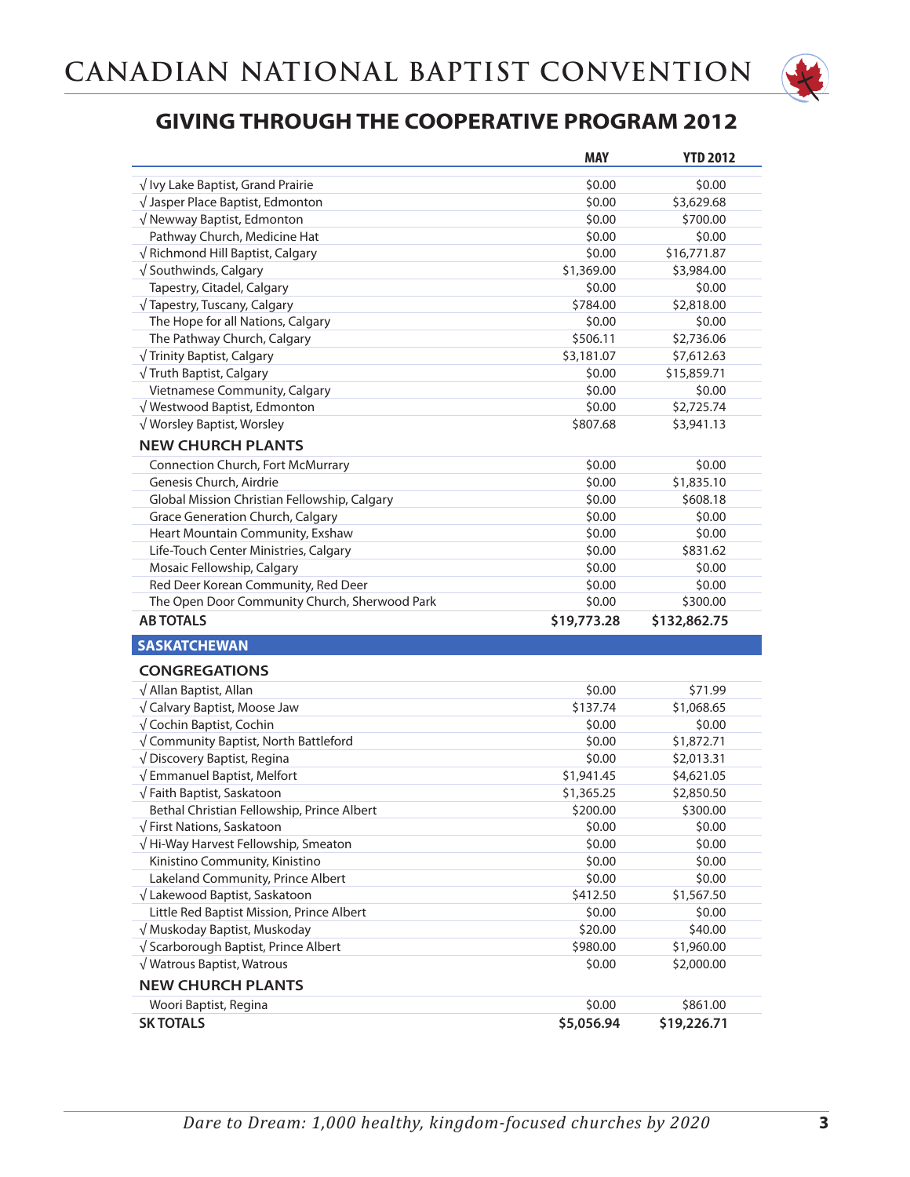# CANADIAN NATIONAL BAPTIST CONVENTION

## GIVING THROUGH THE COOPERATIVE PROGRAM 2012

| | MAY | YTD 2012 |
|---|---|---|
| √ Ivy Lake Baptist, Grand Prairie | $0.00 | $0.00 |
| √ Jasper Place Baptist, Edmonton | $0.00 | $3,629.68 |
| √ Newway Baptist, Edmonton | $0.00 | $700.00 |
| Pathway Church, Medicine Hat | $0.00 | $0.00 |
| √ Richmond Hill Baptist, Calgary | $0.00 | $16,771.87 |
| √ Southwinds, Calgary | $1,369.00 | $3,984.00 |
| Tapestry, Citadel, Calgary | $0.00 | $0.00 |
| √ Tapestry, Tuscany, Calgary | $784.00 | $2,818.00 |
| The Hope for all Nations, Calgary | $0.00 | $0.00 |
| The Pathway Church, Calgary | $506.11 | $2,736.06 |
| √ Trinity Baptist, Calgary | $3,181.07 | $7,612.63 |
| √ Truth Baptist, Calgary | $0.00 | $15,859.71 |
| Vietnamese Community, Calgary | $0.00 | $0.00 |
| √ Westwood Baptist, Edmonton | $0.00 | $2,725.74 |
| √ Worsley Baptist, Worsley | $807.68 | $3,941.13 |
| **NEW CHURCH PLANTS** | | |
| Connection Church, Fort McMurray | $0.00 | $0.00 |
| Genesis Church, Airdrie | $0.00 | $1,835.10 |
| Global Mission Christian Fellowship, Calgary | $0.00 | $608.18 |
| Grace Generation Church, Calgary | $0.00 | $0.00 |
| Heart Mountain Community, Exshaw | $0.00 | $0.00 |
| Life-Touch Center Ministries, Calgary | $0.00 | $831.62 |
| Mosaic Fellowship, Calgary | $0.00 | $0.00 |
| Red Deer Korean Community, Red Deer | $0.00 | $0.00 |
| The Open Door Community Church, Sherwood Park | $0.00 | $300.00 |
| **AB TOTALS** | **$19,773.28** | **$132,862.75** |
| **SASKATCHEWAN** | | |
| **CONGREGATIONS** | | |
| √ Allan Baptist, Allan | $0.00 | $71.99 |
| √ Calvary Baptist, Moose Jaw | $137.74 | $1,068.65 |
| √ Cochin Baptist, Cochin | $0.00 | $0.00 |
| √ Community Baptist, North Battleford | $0.00 | $1,872.71 |
| √ Discovery Baptist, Regina | $0.00 | $2,013.31 |
| √ Emmanuel Baptist, Melfort | $1,941.45 | $4,621.05 |
| √ Faith Baptist, Saskatoon | $1,365.25 | $2,850.50 |
| Bethal Christian Fellowship, Prince Albert | $200.00 | $300.00 |
| √ First Nations, Saskatoon | $0.00 | $0.00 |
| √ Hi-Way Harvest Fellowship, Smeaton | $0.00 | $0.00 |
| Kinistino Community, Kinistino | $0.00 | $0.00 |
| Lakeland Community, Prince Albert | $0.00 | $0.00 |
| √ Lakewood Baptist, Saskatoon | $412.50 | $1,567.50 |
| Little Red Baptist Mission, Prince Albert | $0.00 | $0.00 |
| √ Muskoday Baptist, Muskoday | $20.00 | $40.00 |
| √ Scarborough Baptist, Prince Albert | $980.00 | $1,960.00 |
| √ Watrous Baptist, Watrous | $0.00 | $2,000.00 |
| **NEW CHURCH PLANTS** | | |
| Woori Baptist, Regina | $0.00 | $861.00 |
| **SK TOTALS** | **$5,056.94** | **$19,226.71** |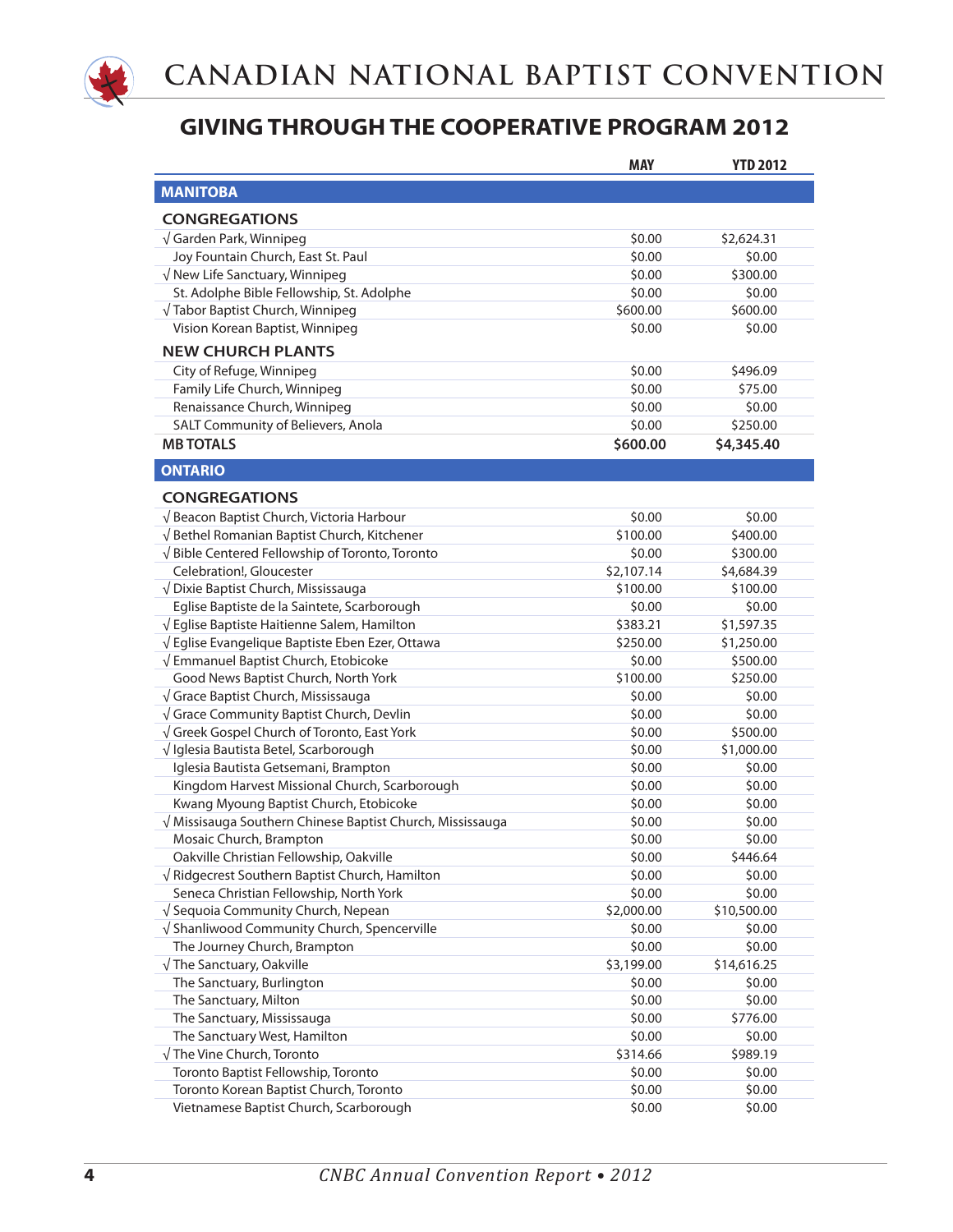# CANADIAN NATIONAL BAPTIST CONVENTION

## GIVING THROUGH THE COOPERATIVE PROGRAM 2012

| | MAY | YTD 2012 |
|---|---|---|
| **MANITOBA** | | |
| **CONGREGATIONS** | | |
| √ Garden Park, Winnipeg | $0.00 | $2,624.31 |
| Joy Fountain Church, East St. Paul | $0.00 | $0.00 |
| √ New Life Sanctuary, Winnipeg | $0.00 | $300.00 |
| St. Adolphe Bible Fellowship, St. Adolphe | $0.00 | $0.00 |
| √ Tabor Baptist Church, Winnipeg | $600.00 | $600.00 |
| Vision Korean Baptist, Winnipeg | $0.00 | $0.00 |
| **NEW CHURCH PLANTS** | | |
| City of Refuge, Winnipeg | $0.00 | $496.09 |
| Family Life Church, Winnipeg | $0.00 | $75.00 |
| Renaissance Church, Winnipeg | $0.00 | $0.00 |
| SALT Community of Believers, Anola | $0.00 | $250.00 |
| **MB TOTALS** | **$600.00** | **$4,345.40** |
| **ONTARIO** | | |
| **CONGREGATIONS** | | |
| √ Beacon Baptist Church, Victoria Harbour | $0.00 | $0.00 |
| √ Bethel Romanian Baptist Church, Kitchener | $100.00 | $400.00 |
| √ Bible Centered Fellowship of Toronto, Toronto | $0.00 | $300.00 |
| Celebration!, Gloucester | $2,107.14 | $4,684.39 |
| √ Dixie Baptist Church, Mississauga | $100.00 | $100.00 |
| Eglise Baptiste de la Saintete, Scarborough | $0.00 | $0.00 |
| √ Eglise Baptiste Haitienne Salem, Hamilton | $383.21 | $1,597.35 |
| √ Eglise Evangelique Baptiste Eben Ezer, Ottawa | $250.00 | $1,250.00 |
| √ Emmanuel Baptist Church, Etobicoke | $0.00 | $500.00 |
| Good News Baptist Church, North York | $100.00 | $250.00 |
| √ Grace Baptist Church, Mississauga | $0.00 | $0.00 |
| √ Grace Community Baptist Church, Devlin | $0.00 | $0.00 |
| √ Greek Gospel Church of Toronto, East York | $0.00 | $500.00 |
| √ Iglesia Bautista Betel, Scarborough | $0.00 | $1,000.00 |
| Iglesia Bautista Getsemani, Brampton | $0.00 | $0.00 |
| Kingdom Harvest Missional Church, Scarborough | $0.00 | $0.00 |
| Kwang Myoung Baptist Church, Etobicoke | $0.00 | $0.00 |
| √ Missisauga Southern Chinese Baptist Church, Mississauga | $0.00 | $0.00 |
| Mosaic Church, Brampton | $0.00 | $0.00 |
| Oakville Christian Fellowship, Oakville | $0.00 | $446.64 |
| √ Ridgecrest Southern Baptist Church, Hamilton | $0.00 | $0.00 |
| Seneca Christian Fellowship, North York | $0.00 | $0.00 |
| √ Sequoia Community Church, Nepean | $2,000.00 | $10,500.00 |
| √ Shanliwood Community Church, Spencerville | $0.00 | $0.00 |
| The Journey Church, Brampton | $0.00 | $0.00 |
| √ The Sanctuary, Oakville | $3,199.00 | $14,616.25 |
| The Sanctuary, Burlington | $0.00 | $0.00 |
| The Sanctuary, Milton | $0.00 | $0.00 |
| The Sanctuary, Mississauga | $0.00 | $776.00 |
| The Sanctuary West, Hamilton | $0.00 | $0.00 |
| √ The Vine Church, Toronto | $314.66 | $989.19 |
| Toronto Baptist Fellowship, Toronto | $0.00 | $0.00 |
| Toronto Korean Baptist Church, Toronto | $0.00 | $0.00 |
| Vietnamese Baptist Church, Scarborough | $0.00 | $0.00 |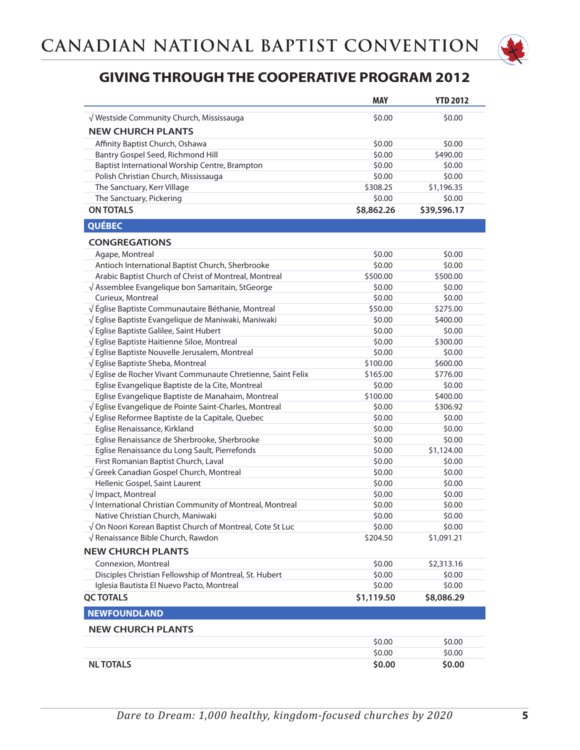# CANADIAN NATIONAL BAPTIST CONVENTION

## GIVING THROUGH THE COOPERATIVE PROGRAM 2012

| | MAY | YTD 2012 |
|---|---|---|
| √ Westside Community Church, Mississauga | $0.00 | $0.00 |
| **NEW CHURCH PLANTS** | | |
| Affinity Baptist Church, Oshawa | $0.00 | $0.00 |
| Bantry Gospel Seed, Richmond Hill | $0.00 | $490.00 |
| Baptist International Worship Centre, Brampton | $0.00 | $0.00 |
| Polish Christian Church, Mississauga | $0.00 | $0.00 |
| The Sanctuary, Kerr Village | $308.25 | $1,196.35 |
| The Sanctuary, Pickering | $0.00 | $0.00 |
| **ON TOTALS** | **$8,862.26** | **$39,596.17** |
| **QUÉBEC** | | |
| **CONGREGATIONS** | | |
| Agape, Montreal | $0.00 | $0.00 |
| Antioch International Baptist Church, Sherbrooke | $0.00 | $0.00 |
| Arabic Baptist Church of Christ of Montreal, Montreal | $500.00 | $500.00 |
| √ Assemblee Evangelique bon Samaritain, StGeorge | $0.00 | $0.00 |
| Curieux, Montreal | $0.00 | $0.00 |
| √ Église Baptiste Communautaire Béthanie, Montreal | $50.00 | $275.00 |
| √ Eglise Baptiste Evangelique de Maniwaki, Maniwaki | $0.00 | $400.00 |
| √ Eglise Baptiste Galilee, Saint Hubert | $0.00 | $0.00 |
| √ Eglise Baptiste Haitienne Siloe, Montreal | $0.00 | $300.00 |
| √ Eglise Baptiste Nouvelle Jerusalem, Montreal | $0.00 | $0.00 |
| √ Eglise Baptiste Sheba, Montreal | $100.00 | $600.00 |
| √ Eglise de Rocher Vivant Communaute Chretienne, Saint Felix | $165.00 | $776.00 |
| Eglise Evangelique Baptiste de la Cite, Montreal | $0.00 | $0.00 |
| Eglise Evangelique Baptiste de Manahaim, Montreal | $100.00 | $400.00 |
| √ Eglise Evangelique de Pointe Saint-Charles, Montreal | $0.00 | $306.92 |
| √ Eglise Reformee Baptiste de la Capitale, Quebec | $0.00 | $0.00 |
| Eglise Renaissance, Kirkland | $0.00 | $0.00 |
| Eglise Renaissance de Sherbrooke, Sherbrooke | $0.00 | $0.00 |
| Eglise Renaissance du Long Sault, Pierrefonds | $0.00 | $1,124.00 |
| First Romanian Baptist Church, Laval | $0.00 | $0.00 |
| √ Greek Canadian Gospel Church, Montreal | $0.00 | $0.00 |
| Hellenic Gospel, Saint Laurent | $0.00 | $0.00 |
| √ Impact, Montreal | $0.00 | $0.00 |
| √ International Christian Community of Montreal, Montreal | $0.00 | $0.00 |
| Native Christian Church, Maniwaki | $0.00 | $0.00 |
| √ On Noori Korean Baptist Church of Montreal, Cote St Luc | $0.00 | $0.00 |
| √ Renaissance Bible Church, Rawdon | $204.50 | $1,091.21 |
| **NEW CHURCH PLANTS** | | |
| Connexion, Montreal | $0.00 | $2,313.16 |
| Disciples Christian Fellowship of Montreal, St. Hubert | $0.00 | $0.00 |
| Iglesia Bautista El Nuevo Pacto, Montreal | $0.00 | $0.00 |
| **QC TOTALS** | **$1,119.50** | **$8,086.29** |
| **NEWFOUNDLAND** | | |
| **NEW CHURCH PLANTS** | | |
| | $0.00 | $0.00 |
| | $0.00 | $0.00 |
| **NL TOTALS** | **$0.00** | **$0.00** |

*Dare to Dream: 1,000 healthy, kingdom-focused churches by 2020*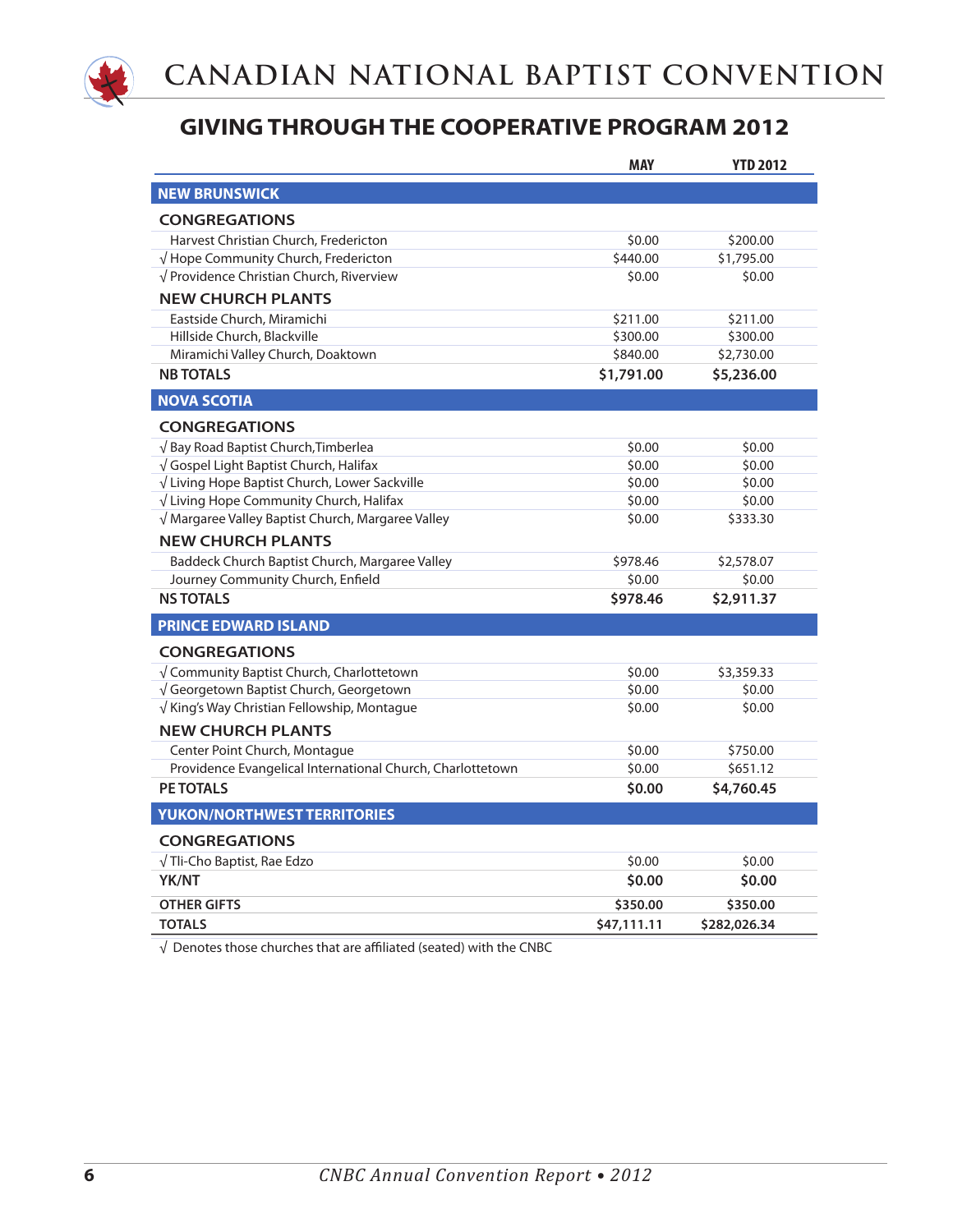# CANADIAN NATIONAL BAPTIST CONVENTION

## GIVING THROUGH THE COOPERATIVE PROGRAM 2012

| | MAY | YTD 2012 |
|---|---|---|
| **NEW BRUNSWICK** | | |
| **CONGREGATIONS** | | |
| Harvest Christian Church, Fredericton | $0.00 | $200.00 |
| √ Hope Community Church, Fredericton | $440.00 | $1,795.00 |
| √ Providence Christian Church, Riverview | $0.00 | $0.00 |
| **NEW CHURCH PLANTS** | | |
| Eastside Church, Miramichi | $211.00 | $211.00 |
| Hillside Church, Blackville | $300.00 | $300.00 |
| Miramichi Valley Church, Doaktown | $840.00 | $2,730.00 |
| **NB TOTALS** | **$1,791.00** | **$5,236.00** |
| **NOVA SCOTIA** | | |
| **CONGREGATIONS** | | |
| √ Bay Road Baptist Church,Timberlea | $0.00 | $0.00 |
| √ Gospel Light Baptist Church, Halifax | $0.00 | $0.00 |
| √ Living Hope Baptist Church, Lower Sackville | $0.00 | $0.00 |
| √ Living Hope Community Church, Halifax | $0.00 | $0.00 |
| √ Margaree Valley Baptist Church, Margaree Valley | $0.00 | $333.30 |
| **NEW CHURCH PLANTS** | | |
| Baddeck Church Baptist Church, Margaree Valley | $978.46 | $2,578.07 |
| Journey Community Church, Enfield | $0.00 | $0.00 |
| **NS TOTALS** | **$978.46** | **$2,911.37** |
| **PRINCE EDWARD ISLAND** | | |
| **CONGREGATIONS** | | |
| √ Community Baptist Church, Charlottetown | $0.00 | $3,359.33 |
| √ Georgetown Baptist Church, Georgetown | $0.00 | $0.00 |
| √ King's Way Christian Fellowship, Montague | $0.00 | $0.00 |
| **NEW CHURCH PLANTS** | | |
| Center Point Church, Montague | $0.00 | $750.00 |
| Providence Evangelical International Church, Charlottetown | $0.00 | $651.12 |
| **PE TOTALS** | **$0.00** | **$4,760.45** |
| **YUKON/NORTHWEST TERRITORIES** | | |
| **CONGREGATIONS** | | |
| √ Tli-Cho Baptist, Rae Edzo | $0.00 | $0.00 |
| **YK/NT** | **$0.00** | **$0.00** |
| **OTHER GIFTS** | **$350.00** | **$350.00** |
| **TOTALS** | **$47,111.11** | **$282,026.34** |

√ Denotes those churches that are affiliated (seated) with the CNBC